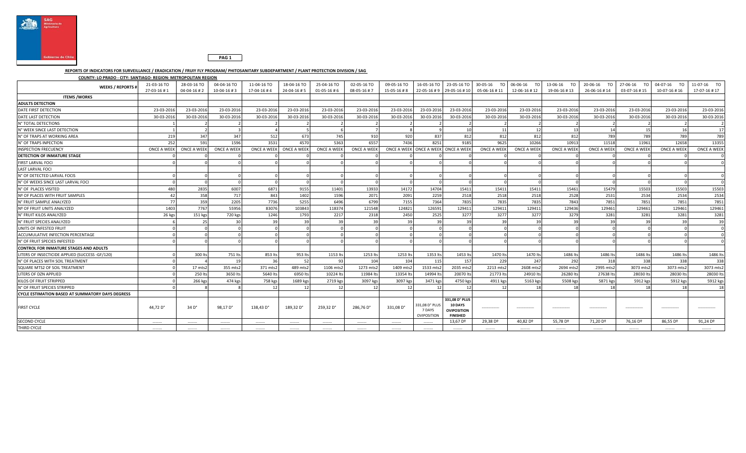PAG 1

**REPORTS OF INDICATORS FOR SURVEILLANCE / ERADICATION / FRUIY FLY PROGRAM/ PHITOSANITARY SUBDEPARTMENT / PLANT PROTECTION DIVISION / SAG**

**COUNTY: LO PRADO - CITY: SANTIAGO- REGION: METROPOLITAN REGION**

| WEEKS / REPORTS # | 21-03-16 TO 27-03-16 # 1 | 28-03-16 TO 04-04-16 # 2 | 04-04-16 TO 10-04-16 # 3 | 11-04-16 TO 17-04-16 # 4 | 18-04-16 TO 24-04-16 # 5 | 25-04-16 TO 01-05-16 # 6 | 02-05-16 TO 08-05-16 # 7 | 09-05-16 TO 15-05-16 # 8 | 16-05-16 TO 22-05-16 # 9 | 23-05-16 TO 29-05-16 # 10 | 30-05-16 TO 05-06-16 # 11 | 06-06-16 TO 12-06-16 # 12 | 13-06-16 TO 19-06-16 # 13 | 20-06-16 TO 26-06-16 # 14 | 27-06-16 TO 03-07-16 # 15 | 04-07-16 TO 10-07-16 # 16 | 11-07-16 TO 17-07-16 # 17 |
|---|---|---|---|---|---|---|---|---|---|---|---|---|---|---|---|---|---|
| **ITEMS /WORKS** | | | | | | | | | | | | | | | | | |
| **ADULTS DETECTION** | | | | | | | | | | | | | | | | | |
| DATE FIRST DETECTION | 23-03-2016 | 23-03-2016 | 23-03-2016 | 23-03-2016 | 23-03-2016 | 23-03-2016 | 23-03-2016 | 23-03-2016 | 23-03-2016 | 23-03-2016 | 23-03-2016 | 23-03-2016 | 23-03-2016 | 23-03-2016 | 23-03-2016 | 23-03-2016 | 23-03-2016 |
| DATE LAST DETECTION | 30-03-2016 | 30-03-2016 | 30-03-2016 | 30-03-2016 | 30-03-2016 | 30-03-2016 | 30-03-2016 | 30-03-2016 | 30-03-2016 | 30-03-2016 | 30-03-2016 | 30-03-2016 | 30-03-2016 | 30-03-2016 | 30-03-2016 | 30-03-2016 | 30-03-2016 |
| N° TOTAL DETECTIONS | 1 | 2 | 2 | 2 | 2 | 2 | 2 | 2 | 2 | 2 | 2 | 2 | 2 | 2 | 2 | 2 | 2 |
| N° WEEK SINCE LAST DETECTION | 1 | 2 | 3 | 4 | 5 | 6 | 7 | 8 | 9 | 10 | 11 | 12 | 13 | 14 | 15 | 16 | 17 |
| N° OF TRAPS AT WORKING AREA | 219 | 347 | 347 | 512 | 673 | 745 | 910 | 920 | 837 | 812 | 812 | 812 | 812 | 789 | 789 | 789 | 789 |
| N° OF TRAPS INPECTION | 252 | 591 | 1596 | 3531 | 4570 | 5363 | 6557 | 7436 | 8251 | 9185 | 9625 | 10266 | 10913 | 11518 | 11961 | 12658 | 13355 |
| INSPECTION FRECUENCY | ONCE A WEEK | ONCE A WEEK | ONCE A WEEK | ONCE A WEEK | ONCE A WEEK | ONCE A WEEK | ONCE A WEEK | ONCE A WEEK | ONCE A WEEK | ONCE A WEEK | ONCE A WEEK | ONCE A WEEK | ONCE A WEEK | ONCE A WEEK | ONCE A WEEK | ONCE A WEEK | ONCE A WEEK |
| **DETECTION OF INMATURE STAGE** | 0 | 0 | 0 | 0 | 0 | 0 | 0 | 0 | 0 | 0 | 0 | 0 | 0 | 0 | 0 | 0 | 0 |
| FIRST LARVAL FOCI | 0 | 0 | 0 | 0 | 0 | 0 | 0 | 0 | 0 | 0 | 0 | 0 | 0 | 0 | 0 | 0 | 0 |
| LAST LARVAL FOCI | | | | | | | | | | | | | | | | | |
| N° OF DETECTED LARVAL FOCIS | 0 | 0 | 0 | 0 | 0 | 0 | 0 | 0 | 0 | 0 | 0 | 0 | 0 | 0 | 0 | 0 | 0 |
| N° OF WEEKS SINCE LAST LARVAL FOCI | 0 | 0 | 0 | 0 | 0 | 0 | 0 | 0 | 0 | 0 | 0 | 0 | 0 | 0 | 0 | 0 | 0 |
| N° OF PLACES VISITED | 480 | 2835 | 6007 | 6871 | 9155 | 11401 | 13933 | 14172 | 14704 | 15411 | 15411 | 15411 | 15461 | 15479 | 15503 | 15503 | 15503 |
| Nº OF PLACES WITH FRUIT SAMPLES | 42 | 358 | 717 | 843 | 1402 | 1596 | 2071 | 2091 | 2259 | 2518 | 2518 | 2518 | 2528 | 2531 | 2534 | 2534 | 2534 |
| N° FRUIT SAMPLE ANALYZED | 77 | 359 | 2205 | 7736 | 5255 | 6496 | 6799 | 7155 | 7364 | 7835 | 7835 | 7835 | 7843 | 7851 | 7851 | 7851 | 7851 |
| Nº OF FRUIT UNITS ANALYZED | 1403 | 7767 | 55956 | 83076 | 103843 | 118374 | 121548 | 124821 | 126591 | 129411 | 129411 | 129411 | 129436 | 129461 | 129461 | 129461 | 129461 |
| N° FRUIT KILOS ANALYZED | 26 kgs | 151 kgs | 720 kgs | 1246 | 1793 | 2217 | 2318 | 2450 | 2525 | 3277 | 3277 | 3277 | 3279 | 3281 | 3281 | 3281 | 3281 |
| N° FRUIT SPECIES ANALYZED | 6 | 25 | 30 | 39 | 39 | 39 | 39 | 39 | 39 | 39 | 39 | 39 | 39 | 39 | 39 | 39 | 39 |
| UNITS OF INFESTED FRUIT | 0 | 0 | 0 | 0 | 0 | 0 | 0 | 0 | 0 | 0 | 0 | 0 | 0 | 0 | 0 | 0 | 0 |
| ACCUMULATIVE INFECTION PERCENTAGE | 0 | 0 | 0 | 0 | 0 | 0 | 0 | 0 | 0 | 0 | 0 | 0 | 0 | 0 | 0 | 0 | 0 |
| N° OF FRUIT SPECIES INFESTED | 0 | 0 | 0 | 0 | 0 | 0 | 0 | 0 | 0 | 0 | 0 | 0 | 0 | 0 | 0 | 0 | 0 |
| **CONTROL FOR INMATURE STAGES AND ADULTS** | | | | | | | | | | | | | | | | | |
| LITERS OF INSECTICIDE APPLIED (SUCCESS -GF/120) | 0 | 300 lts | 751 lts | 853 lts | 953 lts | 1153 lts | 1253 lts | 1253 lts | 1353 lts | 1453 lts | 1470 lts | 1470 lts | 1486 lts | 1486 lts | 1486 lts | 1486 lts | 1486 lts |
| N° OF PLACES WITH SOIL TREATMENT | 0 | 4 | 19 | 36 | 52 | 93 | 104 | 104 | 115 | 157 | 229 | 247 | 292 | 318 | 338 | 338 | 338 |
| SQUARE MTS2 OF SOIL TREATMENT | 0 | 17 mts2 | 355 mts2 | 371 mts2 | 489 mts2 | 1106 mts2 | 1273 mts2 | 1409 mts2 | 1533 mts2 | 2035 mts2 | 2213 mts2 | 2608 mts2 | 2694 mts2 | 2995 mts2 | 3073 mts2 | 3073 mts2 | 3073 mts2 |
| LITERS OF DZN APPLIED | 0 | 250 lts | 3650 lts | 5640 lts | 6950 lts | 10224 lts | 11984 lts | 13354 lts | 14994 lts | 20070 lts | 21773 lts | 24910 lts | 26280 lts | 27638 lts | 28030 lts | 28030 lts | 28030 lts |
| KILOS OF FRUIT STRIPPED | 0 | 266 kgs | 474 kgs | 758 kgs | 1689 kgs | 2719 kgs | 3097 kgs | 3097 kgs | 3471 kgs | 4750 kgs | 4911 kgs | 5163 kgs | 5508 kgs | 5871 kgs | 5912 kgs | 5912 kgs | 5912 kgs |
| N° OF FRUIT SPECIES STRIPPED | 0 | 8 | 8 | 12 | 12 | 12 | 12 | 12 | 12 | 12 | 12 | 18 | 18 | 18 | 18 | 18 | 18 |
| **CYCLE ESTIMATION BASED AT SUMMATORY DAYS DEGRESS** | | | | | | | | | | | | | | | | | |
| FIRST CYCLE | 44,72 D° | 34 D° | 98,17 D° | 138,43 D° | 189,32 D° | 259,32 D° | 286,76 D° | 331,08 D° | 331,08 D° PLUS 7 DAYS OVIPOSITION | **331,08 D° PLUS 10 DAYS OVIPOSITION FINISHED** | --------------- | --------------- | --------------- | --------------- | --------------- | --------------- | --------------- |
| SECOND CYCLE | ......... | ......... | ......... | ......... | ......... | ......... | ......... | ......... | ......... | 13,67 Dº | 29,38 Dº | 40,82 Dº | 55,78 Dº | 71,20 Dº | 76,16 Dº | 86,55 Dº | 91,24 Dº |
| THIRD CYCLE | ......... | ......... | ......... | ......... | ......... | ......... | ......... | ......... | ......... | ......... | ......... | ......... | ......... | ......... | ......... | ......... | ......... |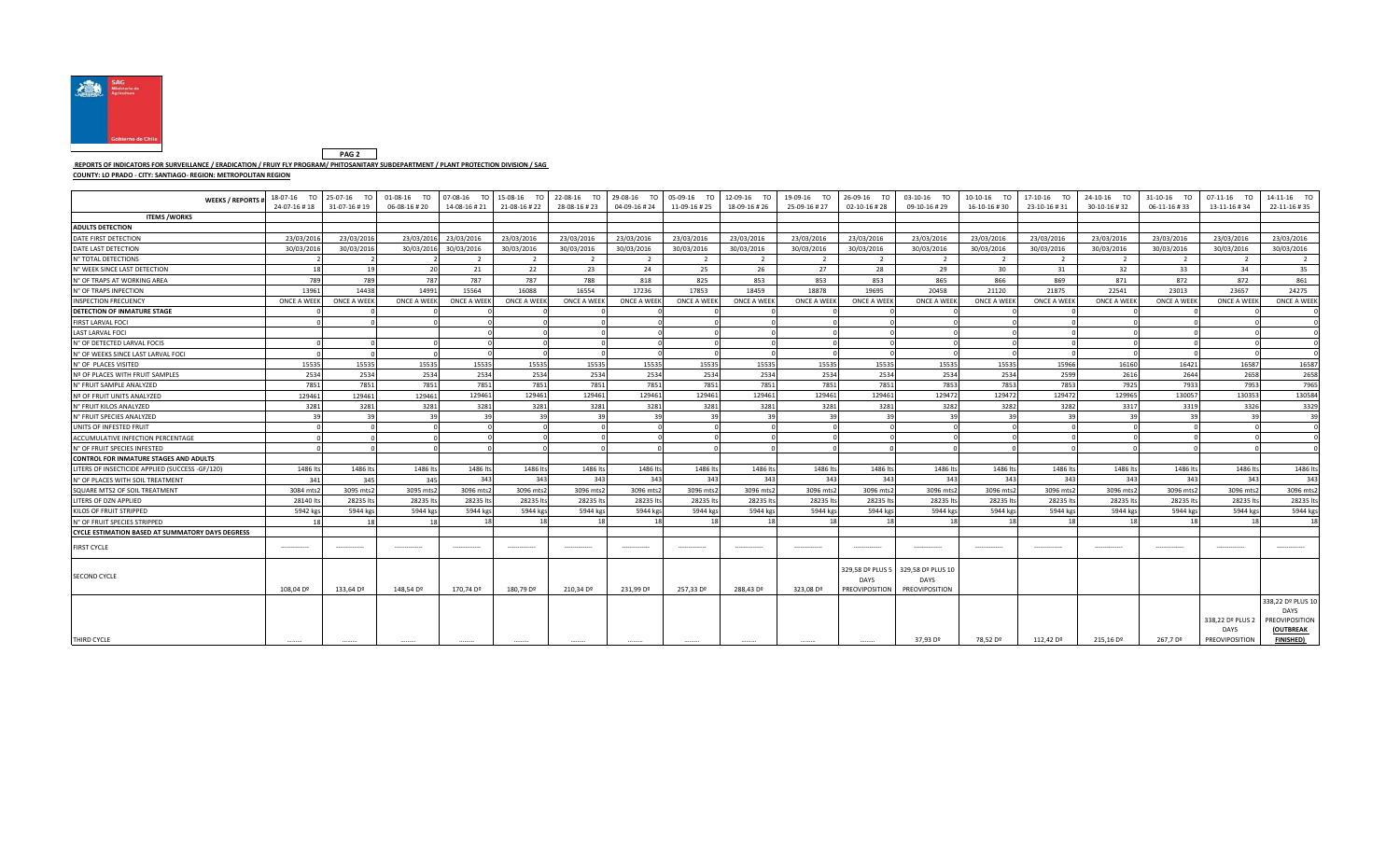**REPORTS OF INDICATORS FOR SURVEILLANCE / ERADICATION / FRUIT FLY PROGRAM/ PHITOSANITARY SUBDEPARTMENT / PLANT PROTECTION DIVISION / SAG**

**COUNTY: LO PRADO - CITY: SANTIAGO- REGION: METROPOLITAN REGION**

| WEEKS / REPORTS # | 18-07-16 TO 24-07-16 # 18 | 25-07-16 TO 31-07-16 # 19 | 01-08-16 TO 06-08-16 # 20 | 07-08-16 TO 14-08-16 # 21 | 15-08-16 TO 21-08-16 # 22 | 22-08-16 TO 28-08-16 # 23 | 29-08-16 TO 04-09-16 # 24 | 05-09-16 TO 11-09-16 # 25 | 12-09-16 TO 18-09-16 # 26 | 19-09-16 TO 25-09-16 # 27 | 26-09-16 TO 02-10-16 # 28 | 03-10-16 TO 09-10-16 # 29 | 10-10-16 TO 16-10-16 # 30 | 17-10-16 TO 23-10-16 # 31 | 24-10-16 TO 30-10-16 # 32 | 31-10-16 TO 06-11-16 # 33 | 07-11-16 TO 13-11-16 # 34 | 14-11-16 TO 22-11-16 # 35 |
|---|---|---|---|---|---|---|---|---|---|---|---|---|---|---|---|---|---|---|
| **ITEMS /WORKS** | | | | | | | | | | | | | | | | | | |
| **ADULTS DETECTION** | | | | | | | | | | | | | | | | | | |
| DATE FIRST DETECTION | 23/03/2016 | 23/03/2016 | 23/03/2016 | 23/03/2016 | 23/03/2016 | 23/03/2016 | 23/03/2016 | 23/03/2016 | 23/03/2016 | 23/03/2016 | 23/03/2016 | 23/03/2016 | 23/03/2016 | 23/03/2016 | 23/03/2016 | 23/03/2016 | 23/03/2016 | 23/03/2016 |
| DATE LAST DETECTION | 30/03/2016 | 30/03/2016 | 30/03/2016 | 30/03/2016 | 30/03/2016 | 30/03/2016 | 30/03/2016 | 30/03/2016 | 30/03/2016 | 30/03/2016 | 30/03/2016 | 30/03/2016 | 30/03/2016 | 30/03/2016 | 30/03/2016 | 30/03/2016 | 30/03/2016 | 30/03/2016 |
| N° TOTAL DETECTIONS | 2 | 2 | 2 | 2 | 2 | 2 | 2 | 2 | 2 | 2 | 2 | 2 | 2 | 2 | 2 | 2 | 2 | 2 |
| N° WEEK SINCE LAST DETECTION | 18 | 19 | 20 | 21 | 22 | 23 | 24 | 25 | 26 | 27 | 28 | 29 | 30 | 31 | 32 | 33 | 34 | 35 |
| N° OF TRAPS AT WORKING AREA | 789 | 789 | 787 | 787 | 787 | 788 | 818 | 825 | 853 | 853 | 853 | 865 | 866 | 869 | 871 | 872 | 872 | 861 |
| N° OF TRAPS INSPECTION | 13961 | 14438 | 14991 | 15564 | 16088 | 16554 | 17236 | 17853 | 18459 | 18878 | 19695 | 20458 | 21120 | 21875 | 22541 | 23013 | 23657 | 24275 |
| INSPECTION FRECUENCY | ONCE A WEEK | ONCE A WEEK | ONCE A WEEK | ONCE A WEEK | ONCE A WEEK | ONCE A WEEK | ONCE A WEEK | ONCE A WEEK | ONCE A WEEK | ONCE A WEEK | ONCE A WEEK | ONCE A WEEK | ONCE A WEEK | ONCE A WEEK | ONCE A WEEK | ONCE A WEEK | ONCE A WEEK | ONCE A WEEK |
| **DETECTION OF INMATURE STAGE** | 0 | 0 | 0 | 0 | 0 | 0 | 0 | 0 | 0 | 0 | 0 | 0 | 0 | 0 | 0 | 0 | 0 | 0 |
| FIRST LARVAL FOCI | 0 | 0 | 0 | 0 | 0 | 0 | 0 | 0 | 0 | 0 | 0 | 0 | 0 | 0 | 0 | 0 | 0 | 0 |
| LAST LARVAL FOCI | | | | 0 | 0 | 0 | 0 | 0 | 0 | 0 | 0 | 0 | 0 | 0 | 0 | 0 | 0 | 0 |
| N° OF DETECTED LARVAL FOCIS | 0 | 0 | 0 | 0 | 0 | 0 | 0 | 0 | 0 | 0 | 0 | 0 | 0 | 0 | 0 | 0 | 0 | 0 |
| N° OF WEEKS SINCE LAST LARVAL FOCI | 0 | 0 | 0 | 0 | 0 | 0 | 0 | 0 | 0 | 0 | 0 | 0 | 0 | 0 | 0 | 0 | 0 | 0 |
| N° OF PLACES VISITED | 15535 | 15535 | 15535 | 15535 | 15535 | 15535 | 15535 | 15535 | 15535 | 15535 | 15535 | 15535 | 15535 | 15966 | 16160 | 16421 | 16587 | 16587 |
| Nº OF PLACES WITH FRUIT SAMPLES | 2534 | 2534 | 2534 | 2534 | 2534 | 2534 | 2534 | 2534 | 2534 | 2534 | 2534 | 2534 | 2534 | 2599 | 2616 | 2644 | 2658 | 2658 |
| N° FRUIT SAMPLE ANALYZED | 7851 | 7851 | 7851 | 7851 | 7851 | 7851 | 7851 | 7851 | 7851 | 7851 | 7851 | 7853 | 7853 | 7853 | 7925 | 7933 | 7953 | 7965 |
| Nº OF FRUIT UNITS ANALYZED | 129461 | 129461 | 129461 | 129461 | 129461 | 129461 | 129461 | 129461 | 129461 | 129461 | 129461 | 129472 | 129472 | 129472 | 129965 | 130057 | 130353 | 130584 |
| N° FRUIT KILOS ANALYZED | 3281 | 3281 | 3281 | 3281 | 3281 | 3281 | 3281 | 3281 | 3281 | 3281 | 3281 | 3282 | 3282 | 3282 | 3317 | 3319 | 3326 | 3329 |
| N° FRUIT SPECIES ANALYZED | 39 | 39 | 39 | 39 | 39 | 39 | 39 | 39 | 39 | 39 | 39 | 39 | 39 | 39 | 39 | 39 | 39 | 39 |
| UNITS OF INFESTED FRUIT | 0 | 0 | 0 | 0 | 0 | 0 | 0 | 0 | 0 | 0 | 0 | 0 | 0 | 0 | 0 | 0 | 0 | 0 |
| ACCUMULATIVE INFECTION PERCENTAGE | 0 | 0 | 0 | 0 | 0 | 0 | 0 | 0 | 0 | 0 | 0 | 0 | 0 | 0 | 0 | 0 | 0 | 0 |
| N° OF FRUIT SPECIES INFESTED | 0 | 0 | 0 | 0 | 0 | 0 | 0 | 0 | 0 | 0 | 0 | 0 | 0 | 0 | 0 | 0 | 0 | 0 |
| **CONTROL FOR INMATURE STAGES AND ADULTS** | | | | | | | | | | | | | | | | | | |
| LITERS OF INSECTICIDE APPLIED (SUCCESS -GF/120) | 1486 lts | 1486 lts | 1486 lts | 1486 lts | 1486 lts | 1486 lts | 1486 lts | 1486 lts | 1486 lts | 1486 lts | 1486 lts | 1486 lts | 1486 lts | 1486 lts | 1486 lts | 1486 lts | 1486 lts | 1486 lts |
| N° OF PLACES WITH SOIL TREATMENT | 341 | 345 | 345 | 343 | 343 | 343 | 343 | 343 | 343 | 343 | 343 | 343 | 343 | 343 | 343 | 343 | 343 | 343 |
| SQUARE MTS2 OF SOIL TREATMENT | 3084 mts2 | 3095 mts2 | 3095 mts2 | 3096 mts2 | 3096 mts2 | 3096 mts2 | 3096 mts2 | 3096 mts2 | 3096 mts2 | 3096 mts2 | 3096 mts2 | 3096 mts2 | 3096 mts2 | 3096 mts2 | 3096 mts2 | 3096 mts2 | 3096 mts2 | 3096 mts2 |
| LITERS OF DZN APPLIED | 28140 lts | 28235 lts | 28235 lts | 28235 lts | 28235 lts | 28235 lts | 28235 lts | 28235 lts | 28235 lts | 28235 lts | 28235 lts | 28235 lts | 28235 lts | 28235 lts | 28235 lts | 28235 lts | 28235 lts | 28235 lts |
| KILOS OF FRUIT STRIPPED | 5942 kgs | 5944 kgs | 5944 kgs | 5944 kgs | 5944 kgs | 5944 kgs | 5944 kgs | 5944 kgs | 5944 kgs | 5944 kgs | 5944 kgs | 5944 kgs | 5944 kgs | 5944 kgs | 5944 kgs | 5944 kgs | 5944 kgs | 5944 kgs |
| N° OF FRUIT SPECIES STRIPPED | 18 | 18 | 18 | 18 | 18 | 18 | 18 | 18 | 18 | 18 | 18 | 18 | 18 | 18 | 18 | 18 | 18 | 18 |
| **CYCLE ESTIMATION BASED AT SUMMATORY DAYS DEGRESS** | | | | | | | | | | | | | | | | | | |
| FIRST CYCLE | ---------------- | ---------------- | ---------------- | ---------------- | ---------------- | ---------------- | ---------------- | ---------------- | ---------------- | ---------------- | ---------------- | ---------------- | ---------------- | ---------------- | ---------------- | ---------------- | ---------------- | ---------------- |
| SECOND CYCLE | 108,04 Dº | 133,64 Dº | 148,54 Dº | 170,74 Dº | 180,79 Dº | 210,34 Dº | 231,99 Dº | 257,33 Dº | 288,43 Dº | 323,08 Dº | 329,58 Dº PLUS 5 DAYS PREOVIPOSITION | 329,58 Dº PLUS 10 DAYS PREOVIPOSITION | | | | | | |
| THIRD CYCLE | ......... | ......... | ......... | ......... | ......... | ......... | ......... | ......... | ......... | ......... | ......... | 37,93 Dº | 78,52 Dº | 112,42 Dº | 215,16 Dº | 267,7 Dº | 338,22 Dº PLUS 2 DAYS PREOVIPOSITION | 338,22 Dº PLUS 10 DAYS PREOVIPOSITION **(OUTBREAK FINISHED)** |